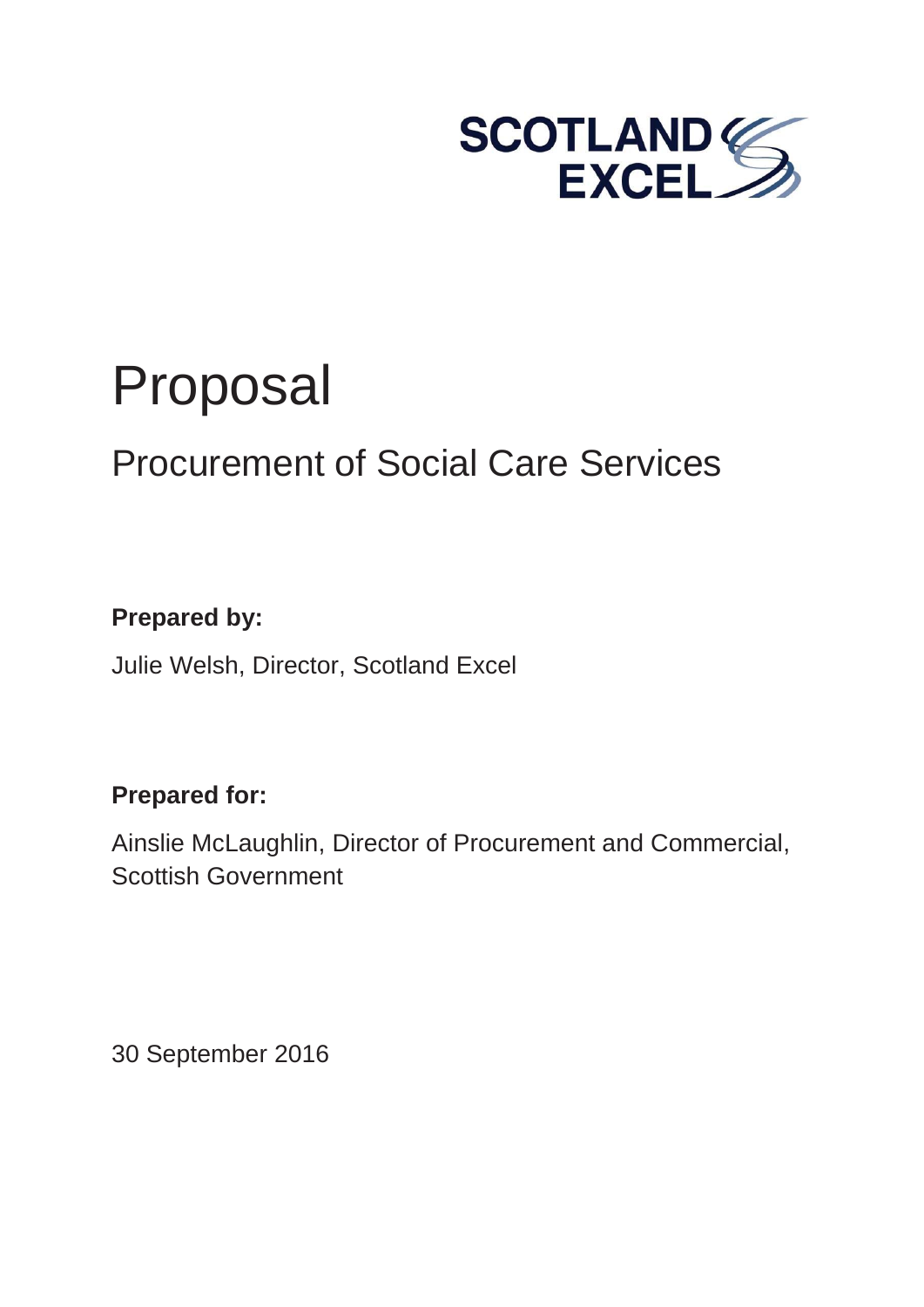SCOTLAND EXCEL

# Proposal

## Procurement of Social Care Services

**Prepared by:**

Julie Welsh, Director, Scotland Excel

**Prepared for:**

Ainslie McLaughlin, Director of Procurement and Commercial, Scottish Government

30 September 2016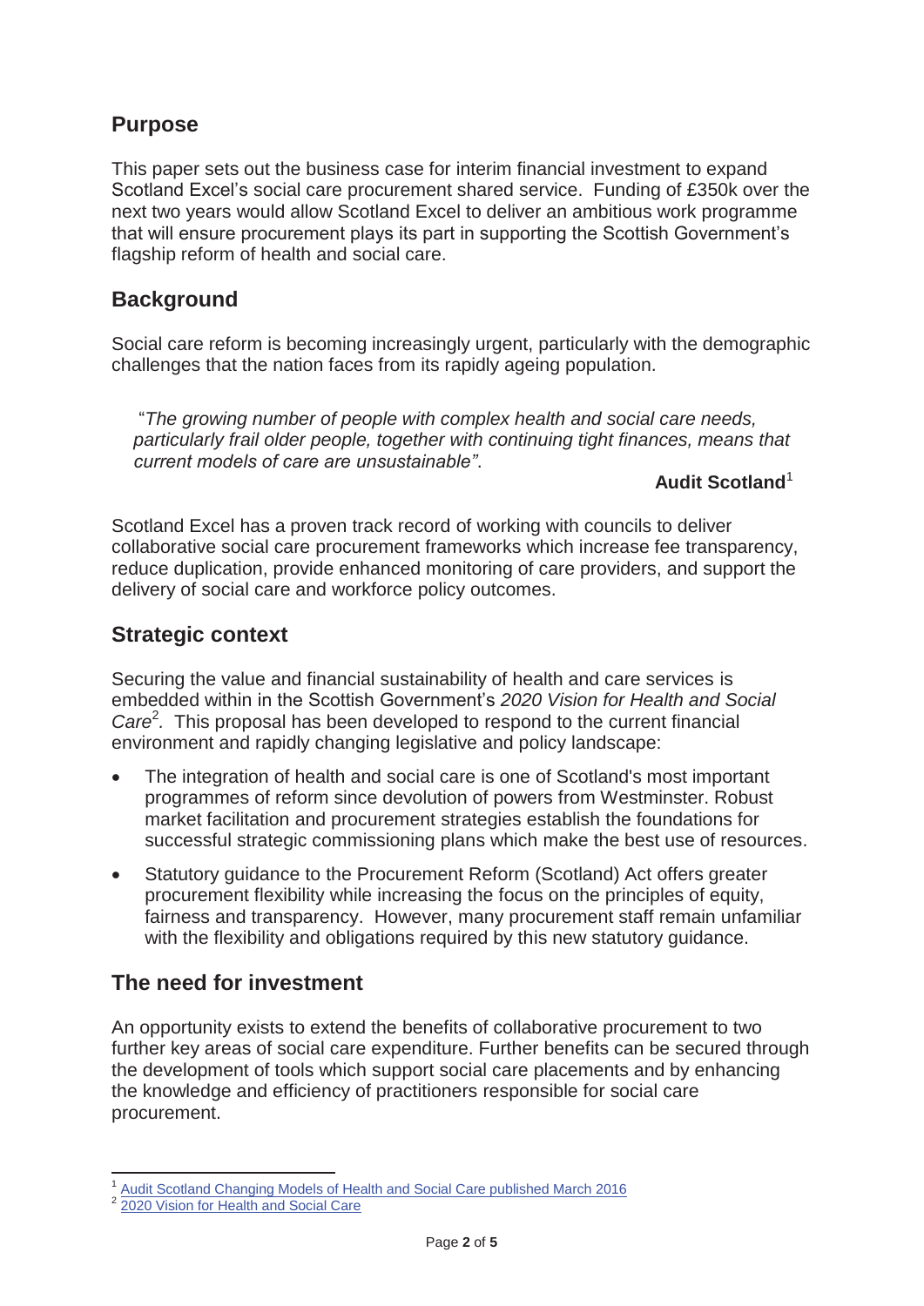## Purpose

This paper sets out the business case for interim financial investment to expand Scotland Excel's social care procurement shared service. Funding of £350k over the next two years would allow Scotland Excel to deliver an ambitious work programme that will ensure procurement plays its part in supporting the Scottish Government's flagship reform of health and social care.

## Background

Social care reform is becoming increasingly urgent, particularly with the demographic challenges that the nation faces from its rapidly ageing population.

> "*The growing number of people with complex health and social care needs, particularly frail older people, together with continuing tight finances, means that current models of care are unsustainable"*.
>
> **Audit Scotland**[1]

Scotland Excel has a proven track record of working with councils to deliver collaborative social care procurement frameworks which increase fee transparency, reduce duplication, provide enhanced monitoring of care providers, and support the delivery of social care and workforce policy outcomes.

## Strategic context

Securing the value and financial sustainability of health and care services is embedded within in the Scottish Government's *2020 Vision for Health and Social Care*[2]*.* This proposal has been developed to respond to the current financial environment and rapidly changing legislative and policy landscape:

- The integration of health and social care is one of Scotland's most important programmes of reform since devolution of powers from Westminster. Robust market facilitation and procurement strategies establish the foundations for successful strategic commissioning plans which make the best use of resources.
- Statutory guidance to the Procurement Reform (Scotland) Act offers greater procurement flexibility while increasing the focus on the principles of equity, fairness and transparency. However, many procurement staff remain unfamiliar with the flexibility and obligations required by this new statutory guidance.

## The need for investment

An opportunity exists to extend the benefits of collaborative procurement to two further key areas of social care expenditure. Further benefits can be secured through the development of tools which support social care placements and by enhancing the knowledge and efficiency of practitioners responsible for social care procurement.

---

[1] Audit Scotland Changing Models of Health and Social Care published March 2016

[2] 2020 Vision for Health and Social Care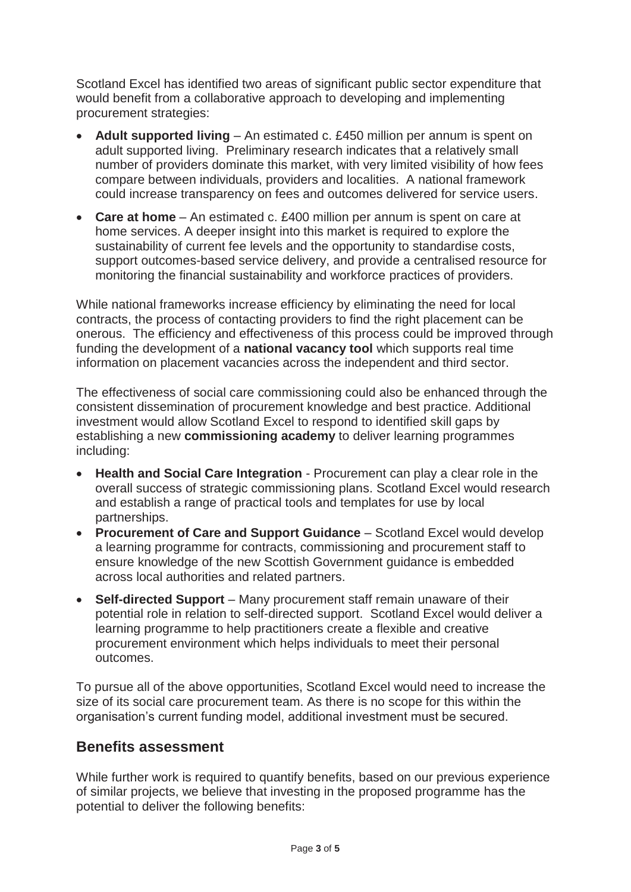Scotland Excel has identified two areas of significant public sector expenditure that would benefit from a collaborative approach to developing and implementing procurement strategies:

- **Adult supported living** – An estimated c. £450 million per annum is spent on adult supported living. Preliminary research indicates that a relatively small number of providers dominate this market, with very limited visibility of how fees compare between individuals, providers and localities. A national framework could increase transparency on fees and outcomes delivered for service users.
- **Care at home** – An estimated c. £400 million per annum is spent on care at home services. A deeper insight into this market is required to explore the sustainability of current fee levels and the opportunity to standardise costs, support outcomes-based service delivery, and provide a centralised resource for monitoring the financial sustainability and workforce practices of providers.

While national frameworks increase efficiency by eliminating the need for local contracts, the process of contacting providers to find the right placement can be onerous. The efficiency and effectiveness of this process could be improved through funding the development of a **national vacancy tool** which supports real time information on placement vacancies across the independent and third sector.

The effectiveness of social care commissioning could also be enhanced through the consistent dissemination of procurement knowledge and best practice. Additional investment would allow Scotland Excel to respond to identified skill gaps by establishing a new **commissioning academy** to deliver learning programmes including:

- **Health and Social Care Integration** - Procurement can play a clear role in the overall success of strategic commissioning plans. Scotland Excel would research and establish a range of practical tools and templates for use by local partnerships.
- **Procurement of Care and Support Guidance** – Scotland Excel would develop a learning programme for contracts, commissioning and procurement staff to ensure knowledge of the new Scottish Government guidance is embedded across local authorities and related partners.
- **Self-directed Support** – Many procurement staff remain unaware of their potential role in relation to self-directed support. Scotland Excel would deliver a learning programme to help practitioners create a flexible and creative procurement environment which helps individuals to meet their personal outcomes.

To pursue all of the above opportunities, Scotland Excel would need to increase the size of its social care procurement team. As there is no scope for this within the organisation's current funding model, additional investment must be secured.

## Benefits assessment

While further work is required to quantify benefits, based on our previous experience of similar projects, we believe that investing in the proposed programme has the potential to deliver the following benefits: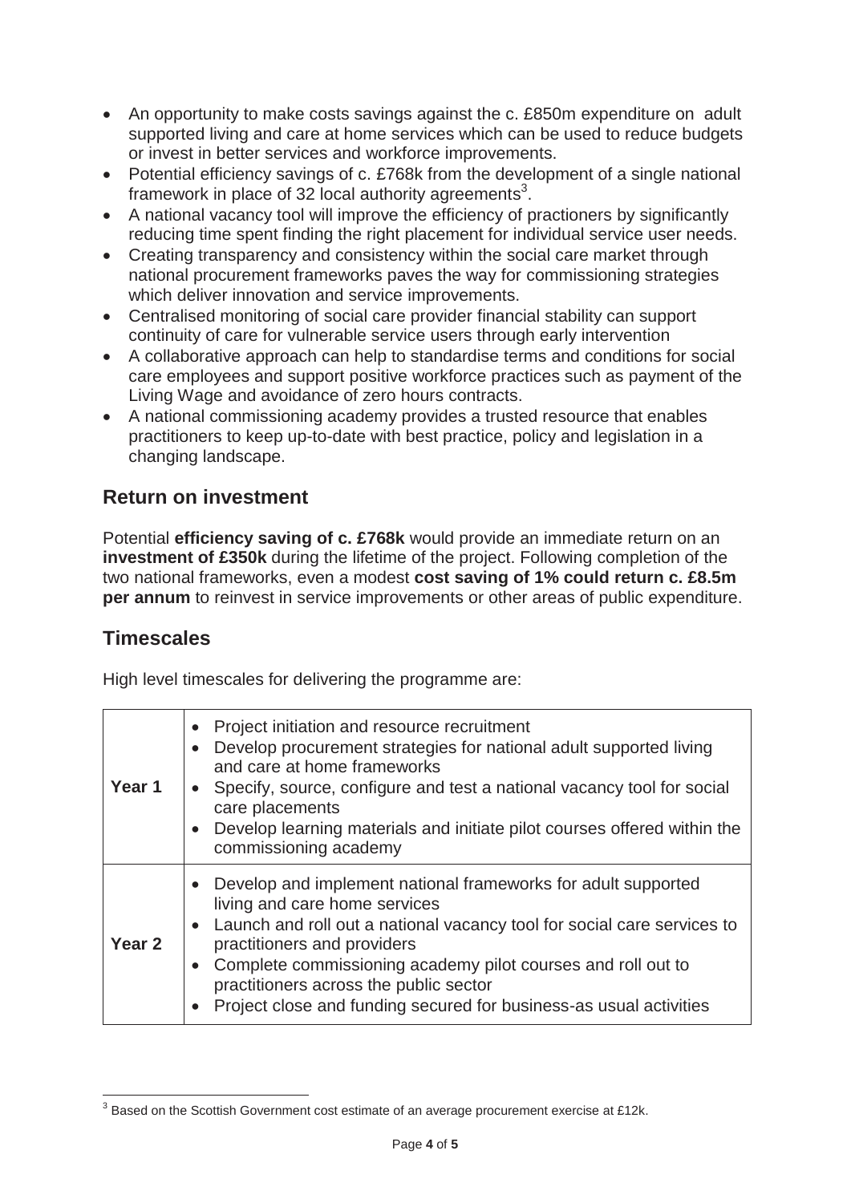- An opportunity to make costs savings against the c. £850m expenditure on adult supported living and care at home services which can be used to reduce budgets or invest in better services and workforce improvements.
- Potential efficiency savings of c. £768k from the development of a single national framework in place of 32 local authority agreements[3].
- A national vacancy tool will improve the efficiency of practioners by significantly reducing time spent finding the right placement for individual service user needs.
- Creating transparency and consistency within the social care market through national procurement frameworks paves the way for commissioning strategies which deliver innovation and service improvements.
- Centralised monitoring of social care provider financial stability can support continuity of care for vulnerable service users through early intervention
- A collaborative approach can help to standardise terms and conditions for social care employees and support positive workforce practices such as payment of the Living Wage and avoidance of zero hours contracts.
- A national commissioning academy provides a trusted resource that enables practitioners to keep up-to-date with best practice, policy and legislation in a changing landscape.

## Return on investment

Potential **efficiency saving of c. £768k** would provide an immediate return on an **investment of £350k** during the lifetime of the project. Following completion of the two national frameworks, even a modest **cost saving of 1% could return c. £8.5m per annum** to reinvest in service improvements or other areas of public expenditure.

## Timescales

High level timescales for delivering the programme are:

| | |
|---|---|
| **Year 1** | • Project initiation and resource recruitment<br>• Develop procurement strategies for national adult supported living and care at home frameworks<br>• Specify, source, configure and test a national vacancy tool for social care placements<br>• Develop learning materials and initiate pilot courses offered within the commissioning academy |
| **Year 2** | • Develop and implement national frameworks for adult supported living and care home services<br>• Launch and roll out a national vacancy tool for social care services to practitioners and providers<br>• Complete commissioning academy pilot courses and roll out to practitioners across the public sector<br>• Project close and funding secured for business-as usual activities |

[3] Based on the Scottish Government cost estimate of an average procurement exercise at £12k.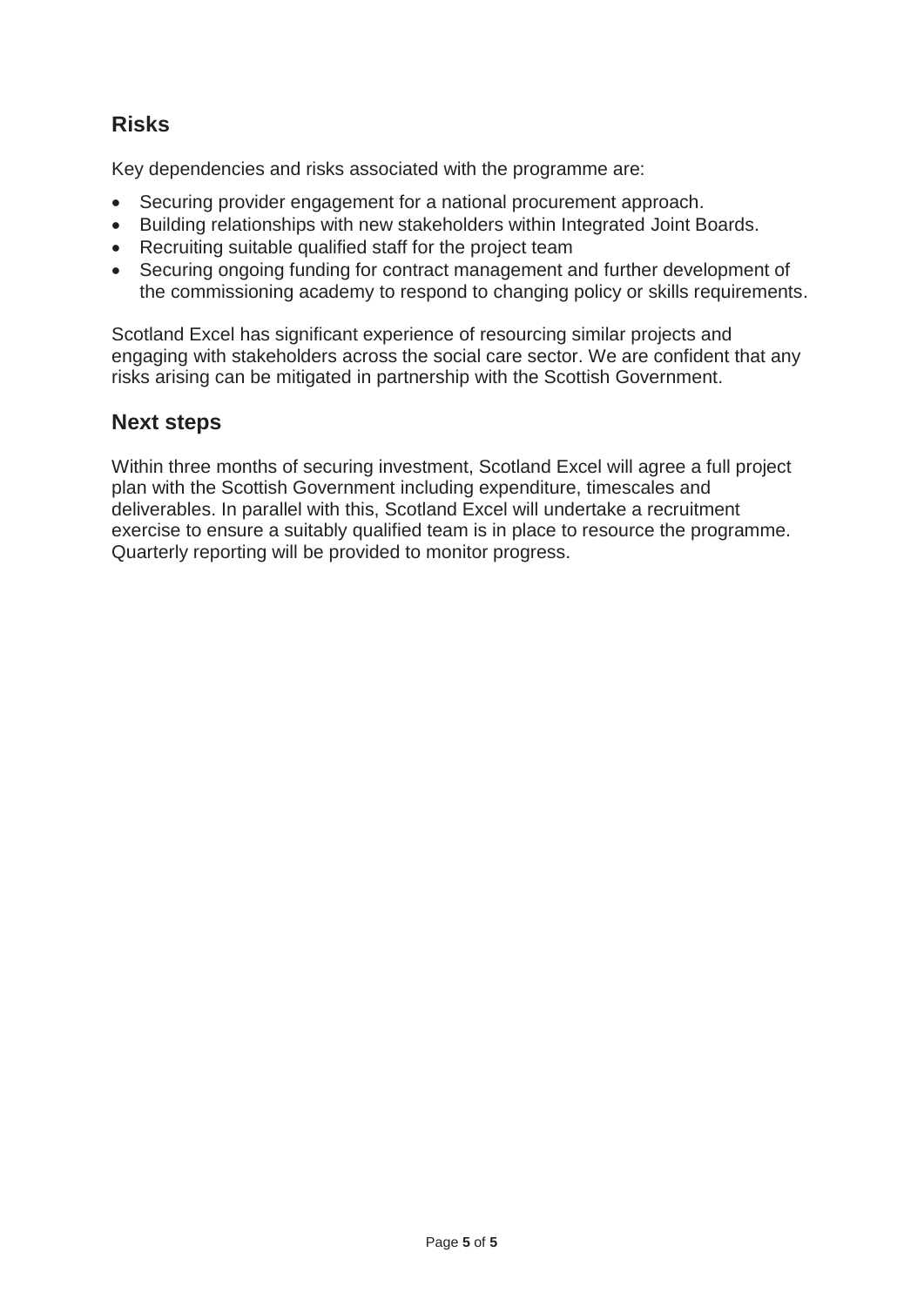## Risks

Key dependencies and risks associated with the programme are:

- Securing provider engagement for a national procurement approach.
- Building relationships with new stakeholders within Integrated Joint Boards.
- Recruiting suitable qualified staff for the project team
- Securing ongoing funding for contract management and further development of the commissioning academy to respond to changing policy or skills requirements.

Scotland Excel has significant experience of resourcing similar projects and engaging with stakeholders across the social care sector. We are confident that any risks arising can be mitigated in partnership with the Scottish Government.

## Next steps

Within three months of securing investment, Scotland Excel will agree a full project plan with the Scottish Government including expenditure, timescales and deliverables. In parallel with this, Scotland Excel will undertake a recruitment exercise to ensure a suitably qualified team is in place to resource the programme. Quarterly reporting will be provided to monitor progress.